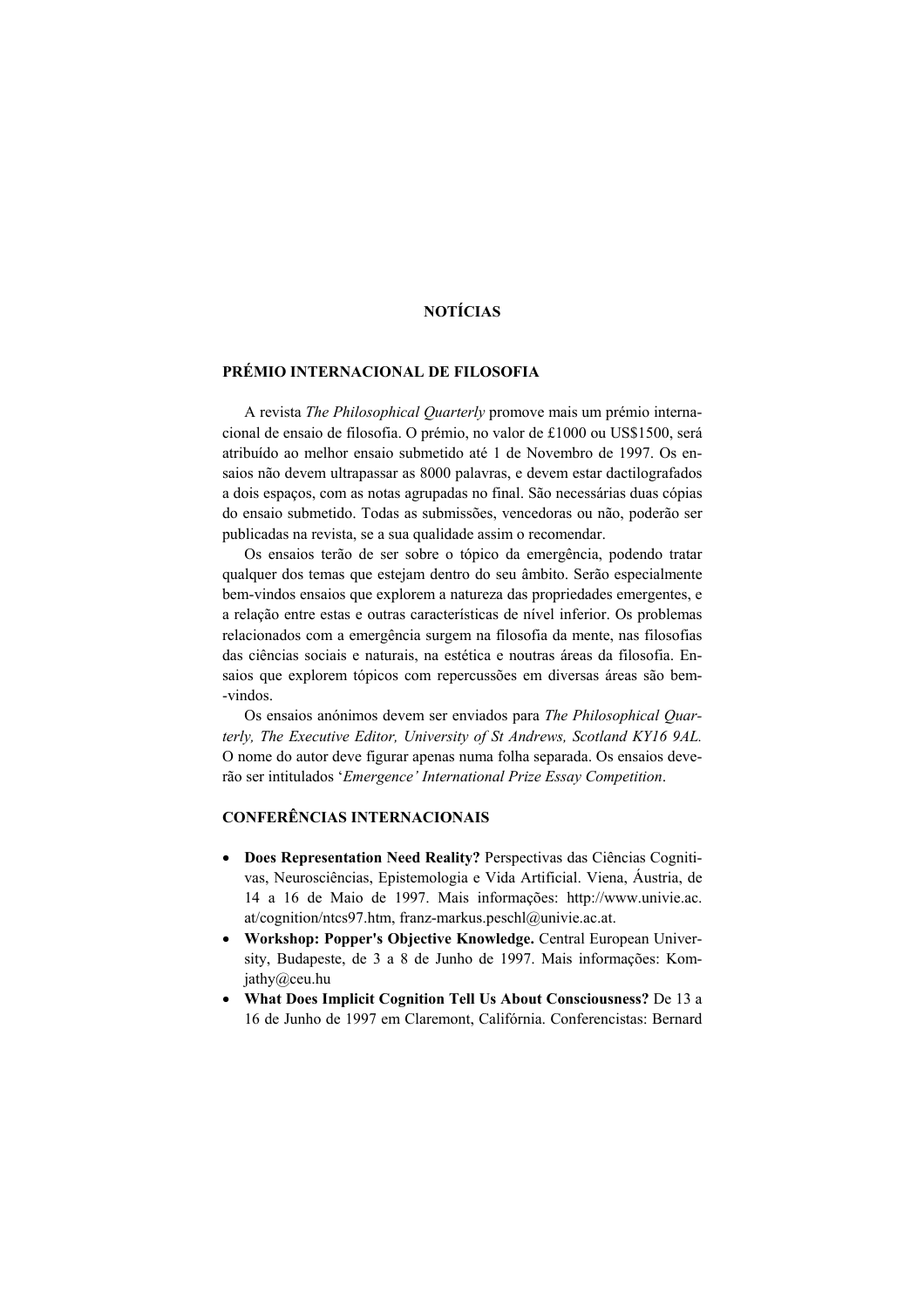# NOTÍCIAS

## PRÉMIO INTERNACIONAL DE FILOSOFIA

A revista *The Philosophical Quarterly* promove mais um prémio internacional de ensaio de filosofia. O prémio, no valor de £1000 ou US$1500, será atribuído ao melhor ensaio submetido até 1 de Novembro de 1997. Os ensaios não devem ultrapassar as 8000 palavras, e devem estar dactilografados a dois espaços, com as notas agrupadas no final. São necessárias duas cópias do ensaio submetido. Todas as submissões, vencedoras ou não, poderão ser publicadas na revista, se a sua qualidade assim o recomendar.

Os ensaios terão de ser sobre o tópico da emergência, podendo tratar qualquer dos temas que estejam dentro do seu âmbito. Serão especialmente bem-vindos ensaios que explorem a natureza das propriedades emergentes, e a relação entre estas e outras características de nível inferior. Os problemas relacionados com a emergência surgem na filosofia da mente, nas filosofias das ciências sociais e naturais, na estética e noutras áreas da filosofia. Ensaios que explorem tópicos com repercussões em diversas áreas são bem-vindos.

Os ensaios anónimos devem ser enviados para *The Philosophical Quarterly, The Executive Editor, University of St Andrews, Scotland KY16 9AL.* O nome do autor deve figurar apenas numa folha separada. Os ensaios deverão ser intitulados '*Emergence' International Prize Essay Competition*.

## CONFERÊNCIAS INTERNACIONAIS

- **Does Representation Need Reality?** Perspectivas das Ciências Cognitivas, Neurosciências, Epistemologia e Vida Artificial. Viena, Áustria, de 14 a 16 de Maio de 1997. Mais informações: http://www.univie.ac.at/cognition/ntcs97.htm, franz-markus.peschl@univie.ac.at.
- **Workshop: Popper's Objective Knowledge.** Central European University, Budapeste, de 3 a 8 de Junho de 1997. Mais informações: Komjathy@ceu.hu
- **What Does Implicit Cognition Tell Us About Consciousness?** De 13 a 16 de Junho de 1997 em Claremont, Califórnia. Conferencistas: Bernard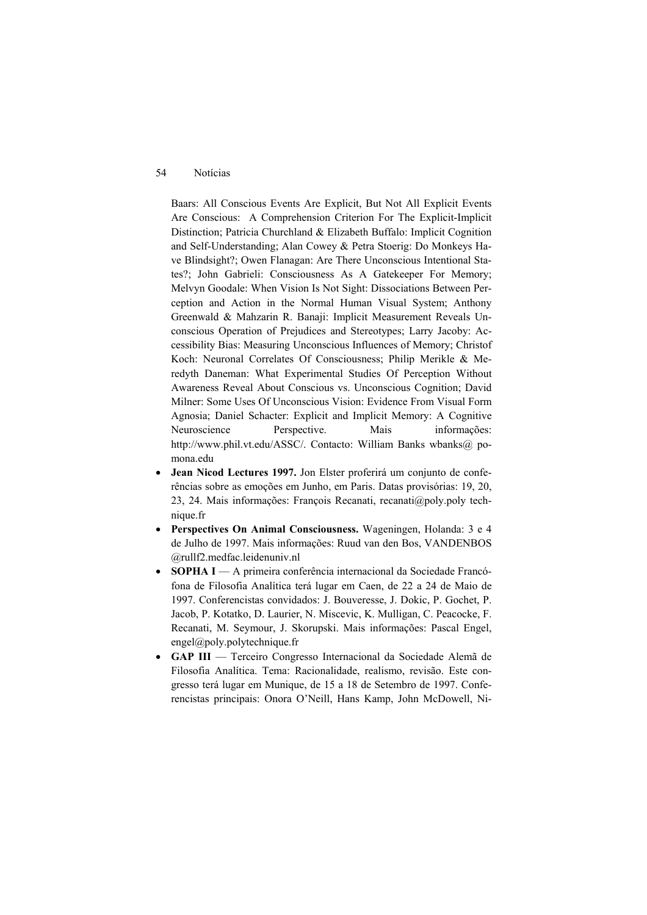Baars: All Conscious Events Are Explicit, But Not All Explicit Events Are Conscious: A Comprehension Criterion For The Explicit-Implicit Distinction; Patricia Churchland & Elizabeth Buffalo: Implicit Cognition and Self-Understanding; Alan Cowey & Petra Stoerig: Do Monkeys Have Blindsight?; Owen Flanagan: Are There Unconscious Intentional States?; John Gabrieli: Consciousness As A Gatekeeper For Memory; Melvyn Goodale: When Vision Is Not Sight: Dissociations Between Perception and Action in the Normal Human Visual System; Anthony Greenwald & Mahzarin R. Banaji: Implicit Measurement Reveals Unconscious Operation of Prejudices and Stereotypes; Larry Jacoby: Accessibility Bias: Measuring Unconscious Influences of Memory; Christof Koch: Neuronal Correlates Of Consciousness; Philip Merikle & Meredyth Daneman: What Experimental Studies Of Perception Without Awareness Reveal About Conscious vs. Unconscious Cognition; David Milner: Some Uses Of Unconscious Vision: Evidence From Visual Form Agnosia; Daniel Schacter: Explicit and Implicit Memory: A Cognitive Neuroscience Perspective. Mais informações: http://www.phil.vt.edu/ASSC/. Contacto: William Banks wbanks@ pomona.edu

- **Jean Nicod Lectures 1997.** Jon Elster proferirá um conjunto de conferências sobre as emoções em Junho, em Paris. Datas provisórias: 19, 20, 23, 24. Mais informações: François Recanati, recanati@poly.poly technique.fr
- **Perspectives On Animal Consciousness.** Wageningen, Holanda: 3 e 4 de Julho de 1997. Mais informações: Ruud van den Bos, VANDENBOS @rullf2.medfac.leidenuniv.nl
- **SOPHA I** — A primeira conferência internacional da Sociedade Francófona de Filosofia Analítica terá lugar em Caen, de 22 a 24 de Maio de 1997. Conferencistas convidados: J. Bouveresse, J. Dokic, P. Gochet, P. Jacob, P. Kotatko, D. Laurier, N. Miscevic, K. Mulligan, C. Peacocke, F. Recanati, M. Seymour, J. Skorupski. Mais informações: Pascal Engel, engel@poly.polytechnique.fr
- **GAP III** — Terceiro Congresso Internacional da Sociedade Alemã de Filosofia Analítica. Tema: Racionalidade, realismo, revisão. Este congresso terá lugar em Munique, de 15 a 18 de Setembro de 1997. Conferencistas principais: Onora O'Neill, Hans Kamp, John McDowell, Ni-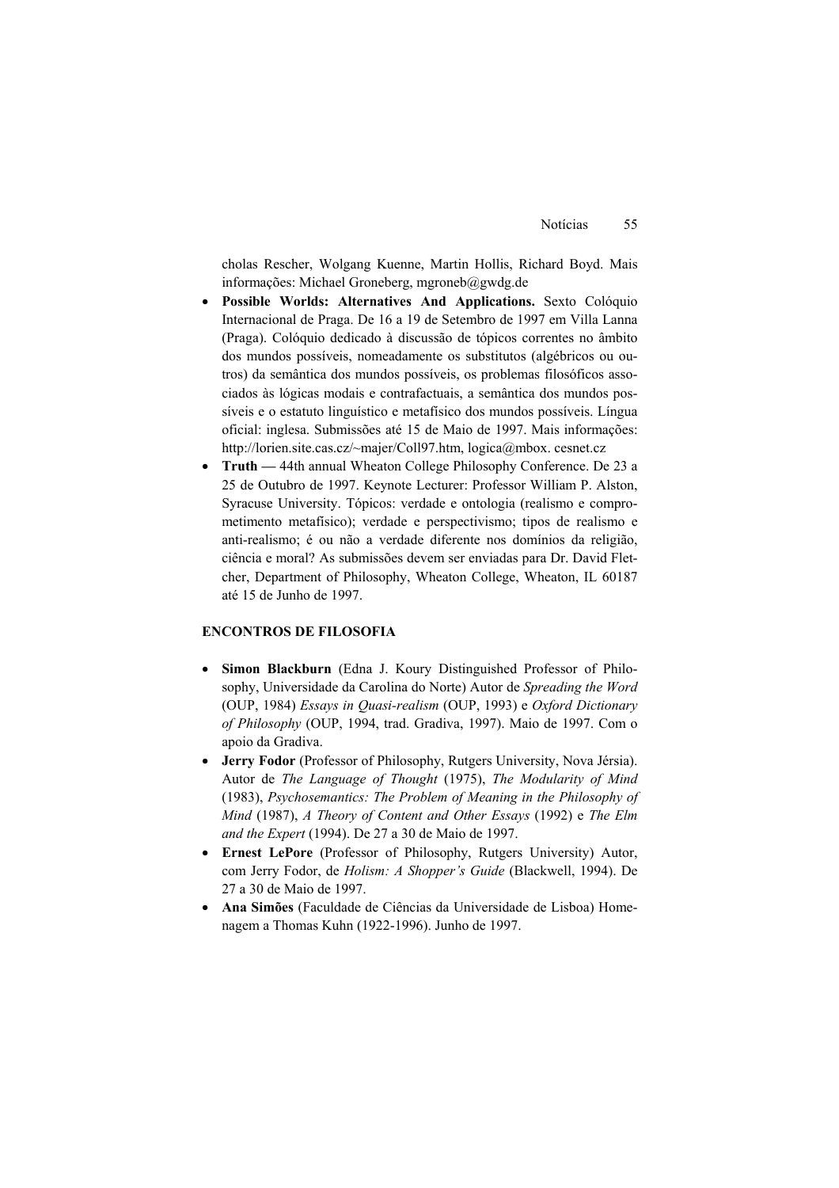cholas Rescher, Wolgang Kuenne, Martin Hollis, Richard Boyd. Mais informações: Michael Groneberg, mgroneb@gwdg.de

- **Possible Worlds: Alternatives And Applications.** Sexto Colóquio Internacional de Praga. De 16 a 19 de Setembro de 1997 em Villa Lanna (Praga). Colóquio dedicado à discussão de tópicos correntes no âmbito dos mundos possíveis, nomeadamente os substitutos (algébricos ou outros) da semântica dos mundos possíveis, os problemas filosóficos associados às lógicas modais e contrafactuais, a semântica dos mundos possíveis e o estatuto linguístico e metafísico dos mundos possíveis. Língua oficial: inglesa. Submissões até 15 de Maio de 1997. Mais informações: http://lorien.site.cas.cz/~majer/Coll97.htm, logica@mbox. cesnet.cz
- **Truth —** 44th annual Wheaton College Philosophy Conference. De 23 a 25 de Outubro de 1997. Keynote Lecturer: Professor William P. Alston, Syracuse University. Tópicos: verdade e ontologia (realismo e comprometimento metafísico); verdade e perspectivismo; tipos de realismo e anti-realismo; é ou não a verdade diferente nos domínios da religião, ciência e moral? As submissões devem ser enviadas para Dr. David Fletcher, Department of Philosophy, Wheaton College, Wheaton, IL 60187 até 15 de Junho de 1997.

## ENCONTROS DE FILOSOFIA

- **Simon Blackburn** (Edna J. Koury Distinguished Professor of Philosophy, Universidade da Carolina do Norte) Autor de *Spreading the Word* (OUP, 1984) *Essays in Quasi-realism* (OUP, 1993) e *Oxford Dictionary of Philosophy* (OUP, 1994, trad. Gradiva, 1997). Maio de 1997. Com o apoio da Gradiva.
- **Jerry Fodor** (Professor of Philosophy, Rutgers University, Nova Jérsia). Autor de *The Language of Thought* (1975), *The Modularity of Mind* (1983), *Psychosemantics: The Problem of Meaning in the Philosophy of Mind* (1987), *A Theory of Content and Other Essays* (1992) e *The Elm and the Expert* (1994). De 27 a 30 de Maio de 1997.
- **Ernest LePore** (Professor of Philosophy, Rutgers University) Autor, com Jerry Fodor, de *Holism: A Shopper's Guide* (Blackwell, 1994). De 27 a 30 de Maio de 1997.
- **Ana Simões** (Faculdade de Ciências da Universidade de Lisboa) Homenagem a Thomas Kuhn (1922-1996). Junho de 1997.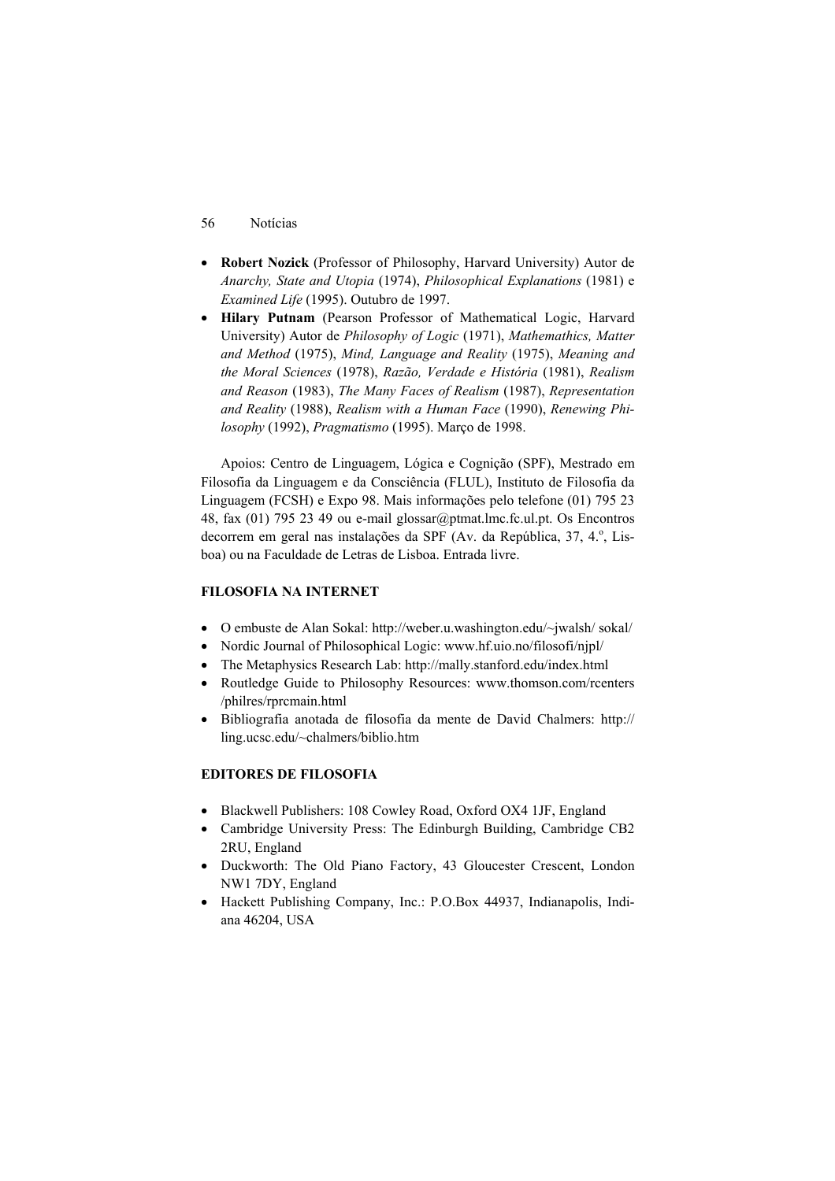- **Robert Nozick** (Professor of Philosophy, Harvard University) Autor de *Anarchy, State and Utopia* (1974), *Philosophical Explanations* (1981) e *Examined Life* (1995). Outubro de 1997.
- **Hilary Putnam** (Pearson Professor of Mathematical Logic, Harvard University) Autor de *Philosophy of Logic* (1971), *Mathemathics, Matter and Method* (1975), *Mind, Language and Reality* (1975), *Meaning and the Moral Sciences* (1978), *Razão, Verdade e História* (1981), *Realism and Reason* (1983), *The Many Faces of Realism* (1987), *Representation and Reality* (1988), *Realism with a Human Face* (1990), *Renewing Philosophy* (1992), *Pragmatismo* (1995). Março de 1998.

Apoios: Centro de Linguagem, Lógica e Cognição (SPF), Mestrado em Filosofia da Linguagem e da Consciência (FLUL), Instituto de Filosofia da Linguagem (FCSH) e Expo 98. Mais informações pelo telefone (01) 795 23 48, fax (01) 795 23 49 ou e-mail glossar@ptmat.lmc.fc.ul.pt. Os Encontros decorrem em geral nas instalações da SPF (Av. da República, 37, 4.º, Lisboa) ou na Faculdade de Letras de Lisboa. Entrada livre.

### FILOSOFIA NA INTERNET

- O embuste de Alan Sokal: http://weber.u.washington.edu/~jwalsh/ sokal/
- Nordic Journal of Philosophical Logic: www.hf.uio.no/filosofi/njpl/
- The Metaphysics Research Lab: http://mally.stanford.edu/index.html
- Routledge Guide to Philosophy Resources: www.thomson.com/rcenters /philres/rprcmain.html
- Bibliografia anotada de filosofia da mente de David Chalmers: http:// ling.ucsc.edu/~chalmers/biblio.htm

### EDITORES DE FILOSOFIA

- Blackwell Publishers: 108 Cowley Road, Oxford OX4 1JF, England
- Cambridge University Press: The Edinburgh Building, Cambridge CB2 2RU, England
- Duckworth: The Old Piano Factory, 43 Gloucester Crescent, London NW1 7DY, England
- Hackett Publishing Company, Inc.: P.O.Box 44937, Indianapolis, Indiana 46204, USA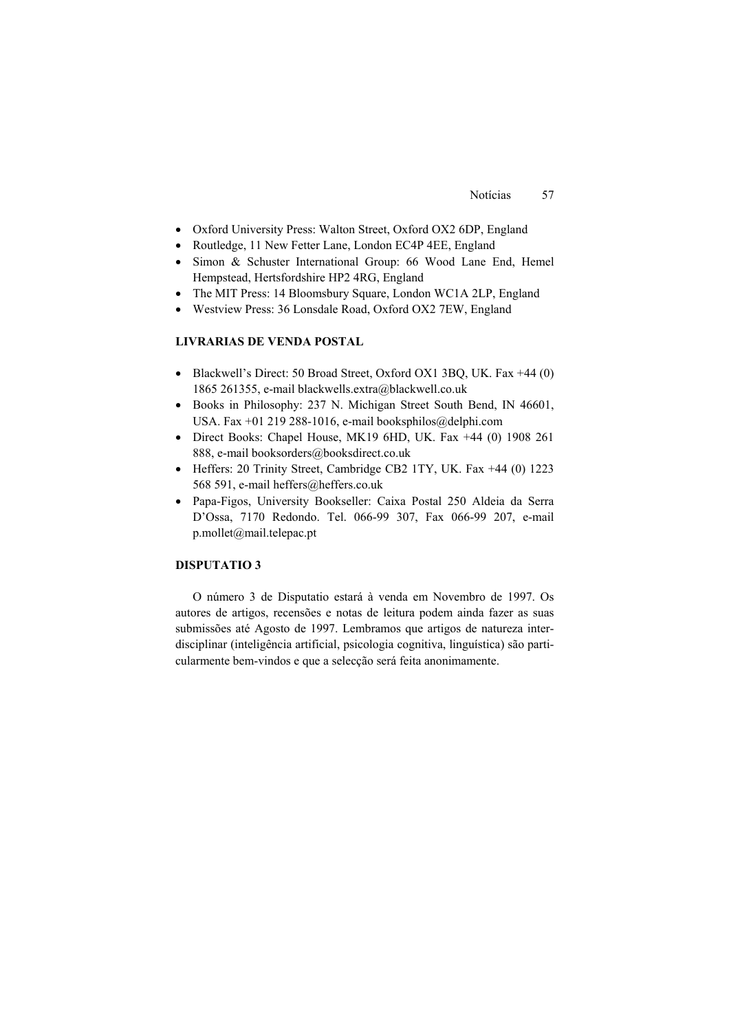- Oxford University Press: Walton Street, Oxford OX2 6DP, England
- Routledge, 11 New Fetter Lane, London EC4P 4EE, England
- Simon & Schuster International Group: 66 Wood Lane End, Hemel Hempstead, Hertfordshire HP2 4RG, England
- The MIT Press: 14 Bloomsbury Square, London WC1A 2LP, England
- Westview Press: 36 Lonsdale Road, Oxford OX2 7EW, England

## LIVRARIAS DE VENDA POSTAL

- Blackwell's Direct: 50 Broad Street, Oxford OX1 3BQ, UK. Fax +44 (0) 1865 261355, e-mail blackwells.extra@blackwell.co.uk
- Books in Philosophy: 237 N. Michigan Street South Bend, IN 46601, USA. Fax +01 219 288-1016, e-mail booksphilos@delphi.com
- Direct Books: Chapel House, MK19 6HD, UK. Fax +44 (0) 1908 261 888, e-mail booksorders@booksdirect.co.uk
- Heffers: 20 Trinity Street, Cambridge CB2 1TY, UK. Fax +44 (0) 1223 568 591, e-mail heffers@heffers.co.uk
- Papa-Figos, University Bookseller: Caixa Postal 250 Aldeia da Serra D'Ossa, 7170 Redondo. Tel. 066-99 307, Fax 066-99 207, e-mail p.mollet@mail.telepac.pt

## DISPUTATIO 3

O número 3 de Disputatio estará à venda em Novembro de 1997. Os autores de artigos, recensões e notas de leitura podem ainda fazer as suas submissões até Agosto de 1997. Lembramos que artigos de natureza interdisciplinar (inteligência artificial, psicologia cognitiva, linguística) são particularmente bem-vindos e que a selecção será feita anonimamente.